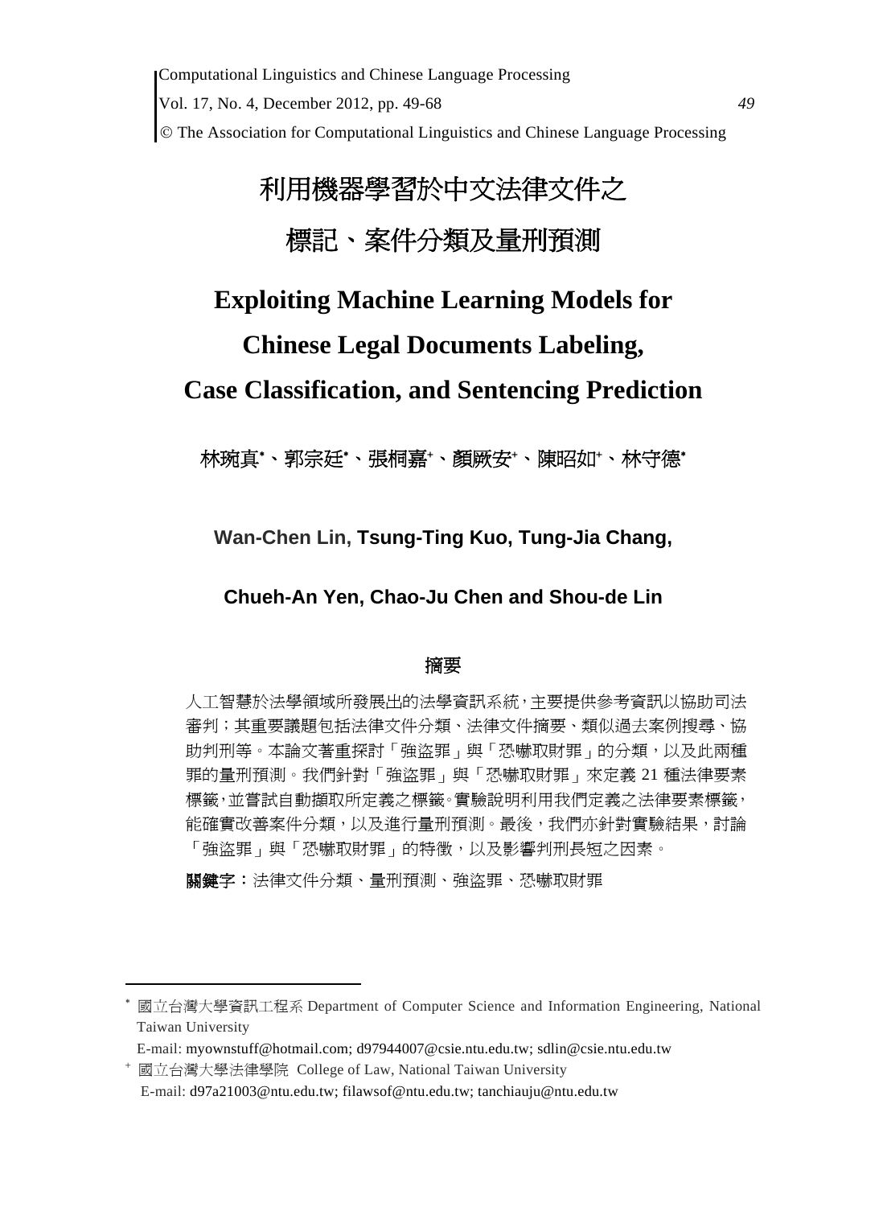# 利用機器學習於中文法律文件之標記、案件分類及量刑預測

# Exploiting Machine Learning Models for Chinese Legal Documents Labeling, Case Classification, and Sentencing Prediction

林琬真[*]、郭宗廷[*]、張桐嘉[+]、顏厥安[+]、陳昭如[+]、林守德[*]

**Wan-Chen Lin, Tsung-Ting Kuo, Tung-Jia Chang,**

**Chueh-An Yen, Chao-Ju Chen and Shou-de Lin**

## 摘要

人工智慧於法學領域所發展出的法學資訊系統，主要提供參考資訊以協助司法審判；其重要議題包括法律文件分類、法律文件摘要、類似過去案例搜尋、協助判刑等。本論文著重探討「強盜罪」與「恐嚇取財罪」的分類，以及此兩種罪的量刑預測。我們針對「強盜罪」與「恐嚇取財罪」來定義 21 種法律要素標籤，並嘗試自動擷取所定義之標籤。實驗說明利用我們定義之法律要素標籤，能確實改善案件分類，以及進行量刑預測。最後，我們亦針對實驗結果，討論「強盜罪」與「恐嚇取財罪」的特徵，以及影響判刑長短之因素。

**關鍵字：**法律文件分類、量刑預測、強盜罪、恐嚇取財罪

---

[*] 國立台灣大學資訊工程系 Department of Computer Science and Information Engineering, National Taiwan University

E-mail: myownstuff@hotmail.com; d97944007@csie.ntu.edu.tw; sdlin@csie.ntu.edu.tw

[+] 國立台灣大學法律學院 College of Law, National Taiwan University

E-mail: d97a21003@ntu.edu.tw; filawsof@ntu.edu.tw; tanchiauju@ntu.edu.tw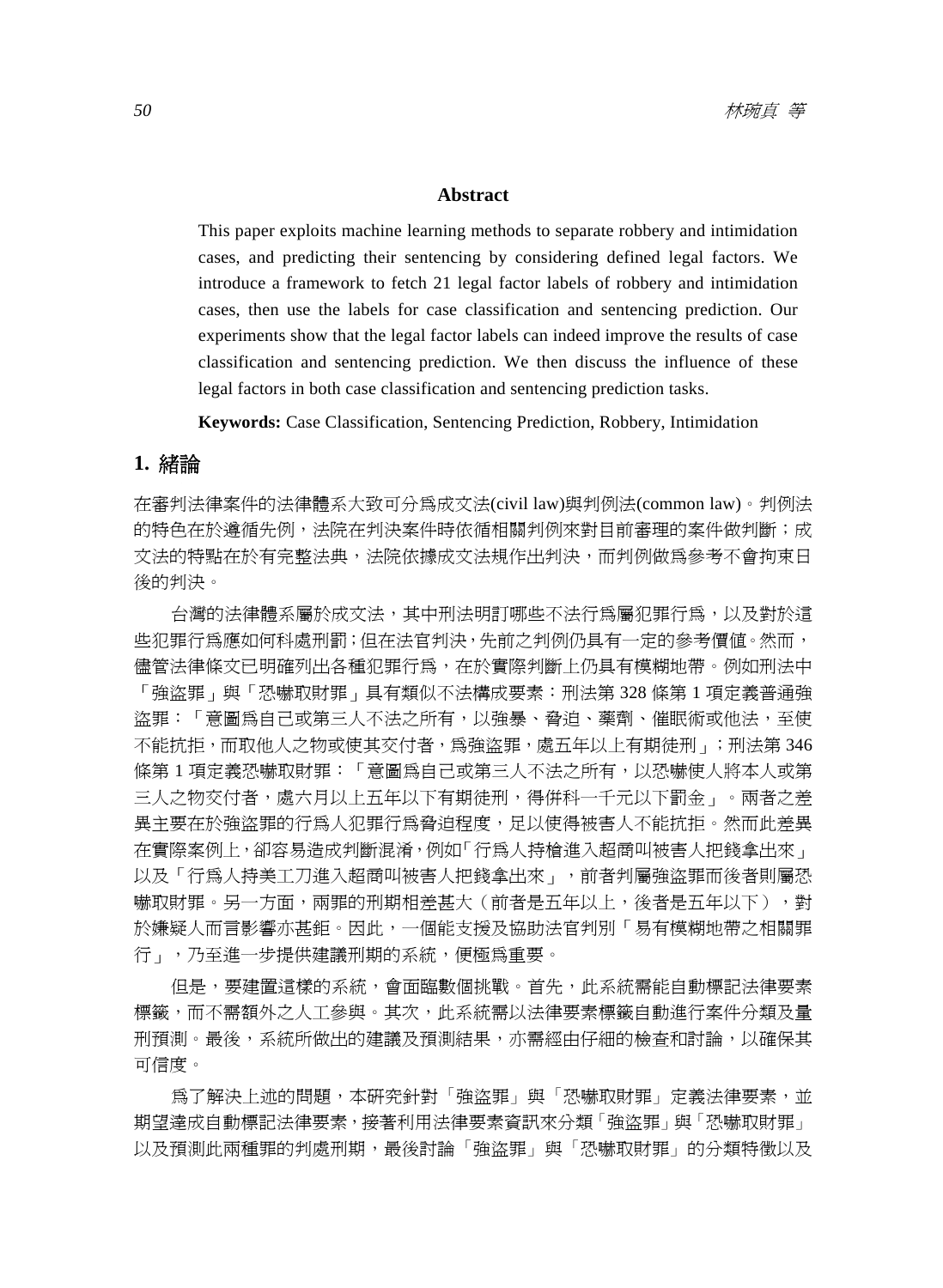## Abstract

This paper exploits machine learning methods to separate robbery and intimidation cases, and predicting their sentencing by considering defined legal factors. We introduce a framework to fetch 21 legal factor labels of robbery and intimidation cases, then use the labels for case classification and sentencing prediction. Our experiments show that the legal factor labels can indeed improve the results of case classification and sentencing prediction. We then discuss the influence of these legal factors in both case classification and sentencing prediction tasks.

**Keywords:** Case Classification, Sentencing Prediction, Robbery, Intimidation

## 1. 緒論

在審判法律案件的法律體系大致可分爲成文法(civil law)與判例法(common law)。判例法的特色在於遵循先例，法院在判決案件時依循相關判例來對目前審理的案件做判斷；成文法的特點在於有完整法典，法院依據成文法規作出判決，而判例做爲參考不會拘束日後的判決。

台灣的法律體系屬於成文法，其中刑法明訂哪些不法行爲屬犯罪行爲，以及對於這些犯罪行爲應如何科處刑罰；但在法官判決，先前之判例仍具有一定的參考價值。然而，儘管法律條文已明確列出各種犯罪行爲，在於實際判斷上仍具有模糊地帶。例如刑法中「強盜罪」與「恐嚇取財罪」具有類似不法構成要素：刑法第 328 條第 1 項定義普通強盜罪：「意圖爲自己或第三人不法之所有，以強暴、脅迫、藥劑、催眠術或他法，至使不能抗拒，而取他人之物或使其交付者，爲強盜罪，處五年以上有期徒刑」；刑法第 346 條第 1 項定義恐嚇取財罪：「意圖爲自己或第三人不法之所有，以恐嚇使人將本人或第三人之物交付者，處六月以上五年以下有期徒刑，得併科一千元以下罰金」。兩者之差異主要在於強盜罪的行爲人犯罪行爲脅迫程度，足以使得被害人不能抗拒。然而此差異在實際案例上，卻容易造成判斷混淆，例如「行爲人持槍進入超商叫被害人把錢拿出來」以及「行爲人持美工刀進入超商叫被害人把錢拿出來」，前者判屬強盜罪而後者則屬恐嚇取財罪。另一方面，兩罪的刑期相差甚大（前者是五年以上，後者是五年以下），對於嫌疑人而言影響亦甚鉅。因此，一個能支援及協助法官判別「易有模糊地帶之相關罪行」，乃至進一步提供建議刑期的系統，便極爲重要。

但是，要建置這樣的系統，會面臨數個挑戰。首先，此系統需能自動標記法律要素標籤，而不需額外之人工參與。其次，此系統需以法律要素標籤自動進行案件分類及量刑預測。最後，系統所做出的建議及預測結果，亦需經由仔細的檢查和討論，以確保其可信度。

爲了解決上述的問題，本研究針對「強盜罪」與「恐嚇取財罪」定義法律要素，並期望達成自動標記法律要素，接著利用法律要素資訊來分類「強盜罪」與「恐嚇取財罪」以及預測此兩種罪的判處刑期，最後討論「強盜罪」與「恐嚇取財罪」的分類特徵以及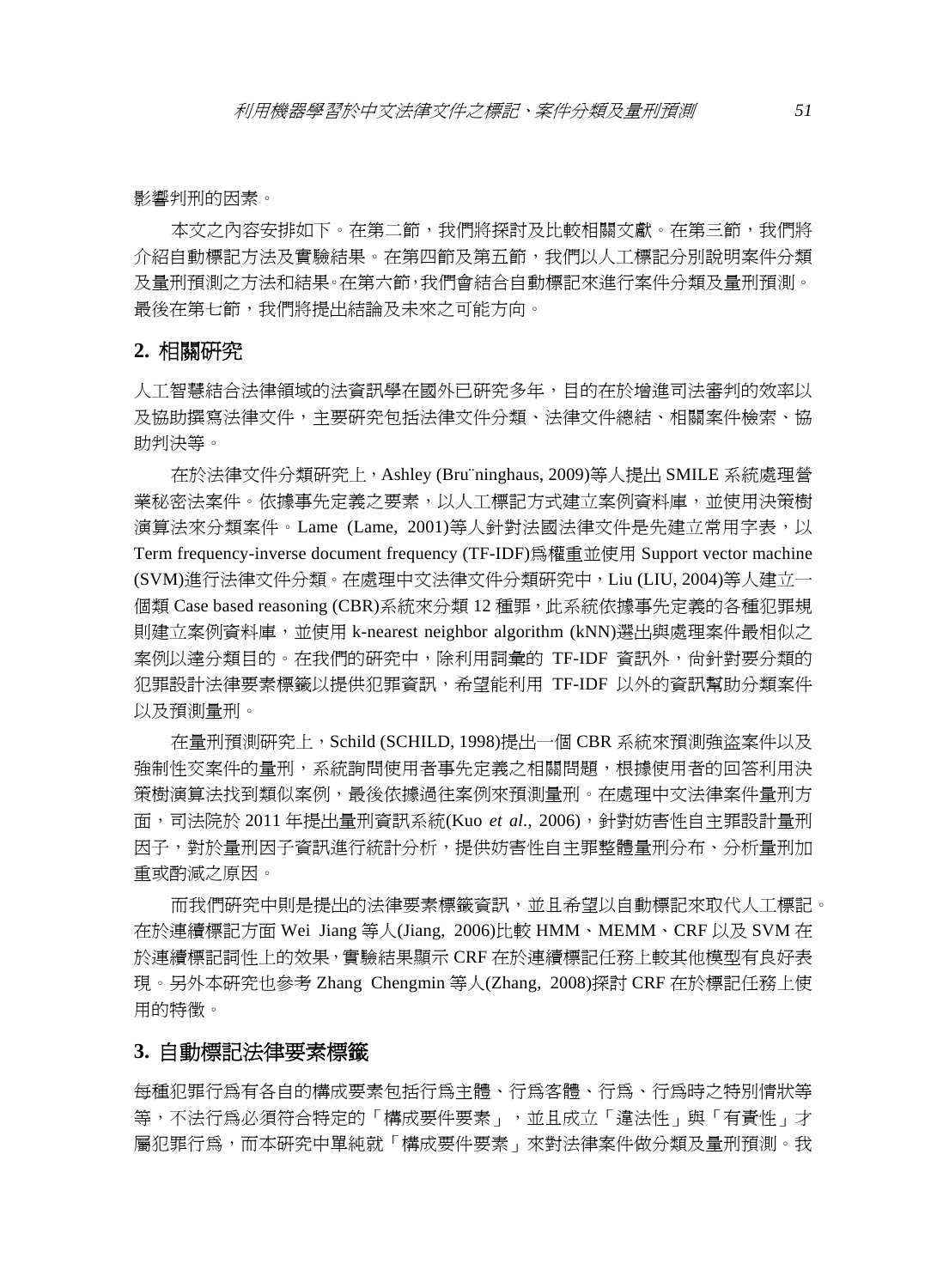影響判刑的因素。

本文之內容安排如下。在第二節，我們將探討及比較相關文獻。在第三節，我們將介紹自動標記方法及實驗結果。在第四節及第五節，我們以人工標記分別說明案件分類及量刑預測之方法和結果。在第六節，我們會結合自動標記來進行案件分類及量刑預測。最後在第七節，我們將提出結論及未來之可能方向。

## 2. 相關研究

人工智慧結合法律領域的法資訊學在國外已研究多年，目的在於增進司法審判的效率以及協助撰寫法律文件，主要研究包括法律文件分類、法律文件總結、相關案件檢索、協助判決等。

在於法律文件分類研究上，Ashley (Bru¨ninghaus, 2009)等人提出 SMILE 系統處理營業秘密法案件。依據事先定義之要素，以人工標記方式建立案例資料庫，並使用決策樹演算法來分類案件。Lame (Lame, 2001)等人針對法國法律文件是先建立常用字表，以 Term frequency-inverse document frequency (TF-IDF)為權重並使用 Support vector machine (SVM)進行法律文件分類。在處理中文法律文件分類研究中，Liu (LIU, 2004)等人建立一個類 Case based reasoning (CBR)系統來分類 12 種罪，此系統依據事先定義的各種犯罪規則建立案例資料庫，並使用 k-nearest neighbor algorithm (kNN)選出與處理案件最相似之案例以達分類目的。在我們的研究中，除利用詞彙的 TF-IDF 資訊外，尚針對要分類的犯罪設計法律要素標籤以提供犯罪資訊，希望能利用 TF-IDF 以外的資訊幫助分類案件以及預測量刑。

在量刑預測研究上，Schild (SCHILD, 1998)提出一個 CBR 系統來預測強盜案件以及強制性交案件的量刑，系統詢問使用者事先定義之相關問題，根據使用者的回答利用決策樹演算法找到類似案例，最後依據過往案例來預測量刑。在處理中文法律案件量刑方面，司法院於 2011 年提出量刑資訊系統(Kuo *et al.*, 2006)，針對妨害性自主罪設計量刑因子，對於量刑因子資訊進行統計分析，提供妨害性自主罪整體量刑分布、分析量刑加重或酌減之原因。

而我們研究中則是提出的法律要素標籤資訊，並且希望以自動標記來取代人工標記。在於連續標記方面 Wei Jiang 等人(Jiang, 2006)比較 HMM、MEMM、CRF 以及 SVM 在於連續標記詞性上的效果，實驗結果顯示 CRF 在於連續標記任務上較其他模型有良好表現。另外本研究也參考 Zhang Chengmin 等人(Zhang, 2008)探討 CRF 在於標記任務上使用的特徵。

## 3. 自動標記法律要素標籤

每種犯罪行為有各自的構成要素包括行為主體、行為客體、行為、行為時之特別情狀等等，不法行為必須符合特定的「構成要件要素」，並且成立「違法性」與「有責性」才屬犯罪行為，而本研究中單純就「構成要件要素」來對法律案件做分類及量刑預測。我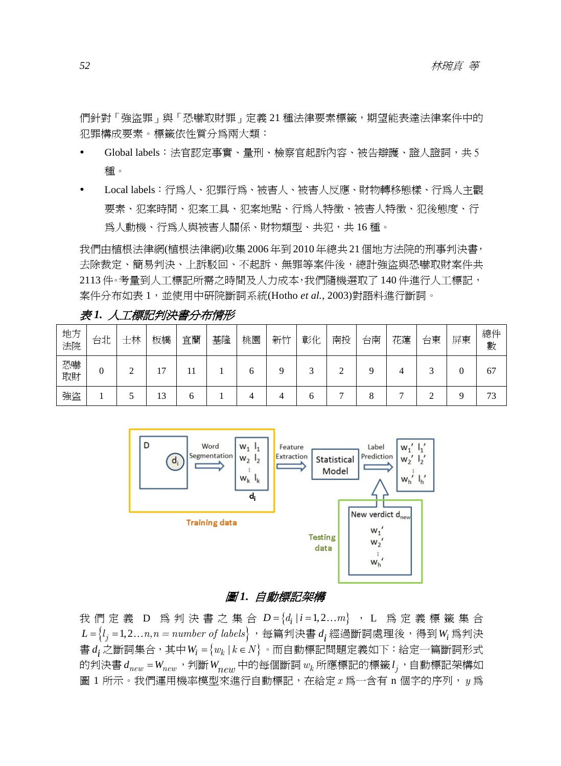們針對「強盜罪」與「恐嚇取財罪」定義 21 種法律要素標籤，期望能表達法律案件中的犯罪構成要素。標籤依性質分爲兩大類：

- Global labels：法官認定事實、量刑、檢察官起訴內容、被告辯護、證人證詞，共 5 種。
- Local labels：行爲人、犯罪行爲、被害人、被害人反應、財物轉移態樣、行爲人主觀要素、犯案時間、犯案工具、犯案地點、行爲人特徵、被害人特徵、犯後態度、行爲人動機、行爲人與被害人關係、財物類型、共犯，共 16 種。

我們由植根法律網(植根法律網)收集 2006 年到 2010 年總共 21 個地方法院的刑事判決書，去除裁定、簡易判決、上訴駁回、不起訴、無罪等案件後，總計強盜與恐嚇取財案件共 2113 件。考量到人工標記所需之時間及人力成本，我們隨機選取了 140 件進行人工標記，案件分布如表 1，並使用中研院斷詞系統(Hotho *et al.*, 2003)對語料進行斷詞。

*表 1. 人工標記判決書分布情形*

| 地方法院 | 台北 | 士林 | 板橋 | 宜蘭 | 基隆 | 桃園 | 新竹 | 彰化 | 南投 | 台南 | 花蓮 | 台東 | 屏東 | 總件數 |
|---|---|---|---|---|---|---|---|---|---|---|---|---|---|---|
| 恐嚇取財 | 0 | 2 | 17 | 11 | 1 | 6 | 9 | 3 | 2 | 9 | 4 | 3 | 0 | 67 |
| 強盜 | 1 | 5 | 13 | 6 | 1 | 4 | 4 | 6 | 7 | 8 | 7 | 2 | 9 | 73 |

*圖 1. 自動標記架構*

我們定義 D 爲判決書之集合 $D = \{d_i \mid i = 1, 2 \ldots m\}$，L 爲定義標籤集合 $L = \{l_j = 1, 2 \ldots n, n = number\ of\ labels\}$，每篇判決書 $d_i$ 經過斷詞處理後，得到 $W_i$ 爲判決書 $d_i$ 之斷詞集合，其中 $W_i = \{w_k \mid k \in N\}$。而自動標記問題定義如下：給定一篇斷詞形式的判決書 $d_{new} = W_{new}$，判斷 $W_{new}$ 中的每個斷詞 $w_k$ 所應標記的標籤 $l_j$，自動標記架構如圖 1 所示。我們運用機率模型來進行自動標記，在給定 $x$ 爲一含有 n 個字的序列，$y$ 爲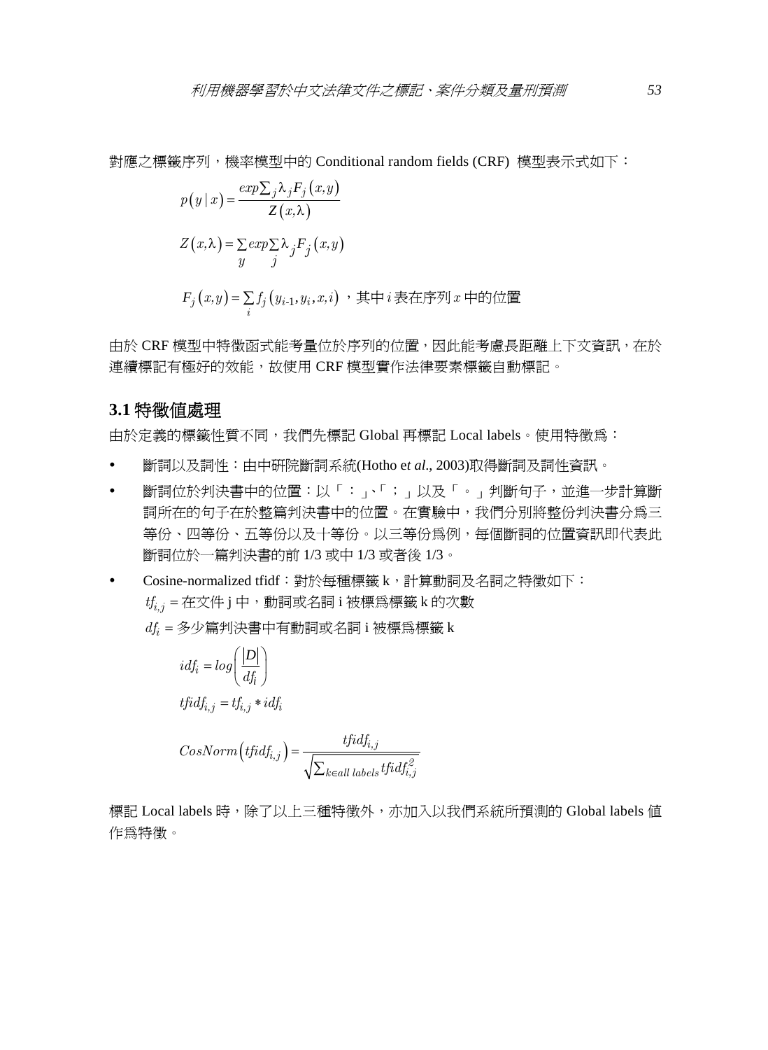對應之標籤序列，機率模型中的 Conditional random fields (CRF) 模型表示式如下：

$$p(y \mid x) = \frac{exp\sum_j \lambda_j F_j(x,y)}{Z(x,\lambda)}$$

$$Z(x,\lambda) = \sum_y exp \sum_j \lambda_j F_j(x,y)$$

$F_j(x,y) = \sum_i f_j(y_{i-1}, y_i, x, i)$ ，其中 $i$ 表在序列 $x$ 中的位置

由於 CRF 模型中特徵函式能考量位於序列的位置，因此能考慮長距離上下文資訊，在於連續標記有極好的效能，故使用 CRF 模型實作法律要素標籤自動標記。

## 3.1 特徵值處理

由於定義的標籤性質不同，我們先標記 Global 再標記 Local labels。使用特徵為：

- 斷詞以及詞性：由中研院斷詞系統(Hotho e*t al*., 2003)取得斷詞及詞性資訊。
- 斷詞位於判決書中的位置：以「：」、「；」以及「。」判斷句子，並進一步計算斷詞所在的句子在於整篇判決書中的位置。在實驗中，我們分別將整份判決書分為三等份、四等份、五等份以及十等份。以三等份為例，每個斷詞的位置資訊即代表此斷詞位於一篇判決書的前 1/3 或中 1/3 或者後 1/3。
- Cosine-normalized tfidf：對於每種標籤 k，計算動詞及名詞之特徵如下：

  $tf_{i,j}$ = 在文件 j 中，動詞或名詞 i 被標為標籤 k 的次數

  $df_i$ = 多少篇判決書中有動詞或名詞 i 被標為標籤 k

  $$idf_i = log\left(\frac{|D|}{df_i}\right)$$

  $$tfidf_{i,j} = tf_{i,j} * idf_i$$

  $$CosNorm\left(tfidf_{i,j}\right) = \frac{tfidf_{i,j}}{\sqrt{\sum_{k \in all\ labels} tfidf_{i,j}^2}}$$

標記 Local labels 時，除了以上三種特徵外，亦加入以我們系統所預測的 Global labels 值作為特徵。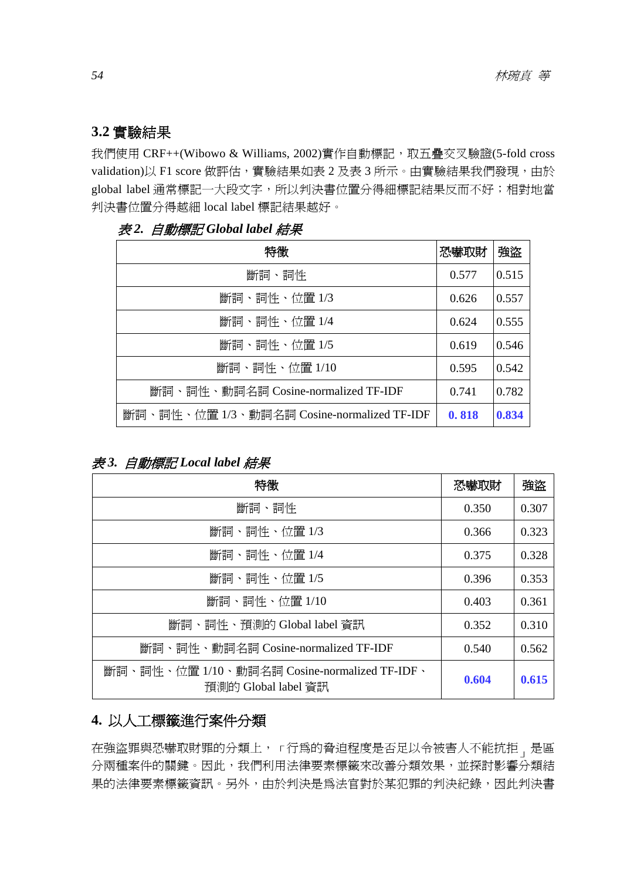## 3.2 實驗結果

我們使用 CRF++(Wibowo & Williams, 2002)實作自動標記，取五疊交叉驗證(5-fold cross validation)以 F1 score 做評估，實驗結果如表 2 及表 3 所示。由實驗結果我們發現，由於 global label 通常標記一大段文字，所以判決書位置分得細標記結果反而不好；相對地當判決書位置分得越細 local label 標記結果越好。

*表 2. 自動標記 Global label 結果*

| 特徵 | 恐嚇取財 | 強盜 |
|---|---|---|
| 斷詞、詞性 | 0.577 | 0.515 |
| 斷詞、詞性、位置 1/3 | 0.626 | 0.557 |
| 斷詞、詞性、位置 1/4 | 0.624 | 0.555 |
| 斷詞、詞性、位置 1/5 | 0.619 | 0.546 |
| 斷詞、詞性、位置 1/10 | 0.595 | 0.542 |
| 斷詞、詞性、動詞名詞 Cosine-normalized TF-IDF | 0.741 | 0.782 |
| 斷詞、詞性、位置 1/3、動詞名詞 Cosine-normalized TF-IDF | **0. 818** | **0.834** |

*表 3. 自動標記 Local label 結果*

| 特徵 | 恐嚇取財 | 強盜 |
|---|---|---|
| 斷詞、詞性 | 0.350 | 0.307 |
| 斷詞、詞性、位置 1/3 | 0.366 | 0.323 |
| 斷詞、詞性、位置 1/4 | 0.375 | 0.328 |
| 斷詞、詞性、位置 1/5 | 0.396 | 0.353 |
| 斷詞、詞性、位置 1/10 | 0.403 | 0.361 |
| 斷詞、詞性、預測的 Global label 資訊 | 0.352 | 0.310 |
| 斷詞、詞性、動詞名詞 Cosine-normalized TF-IDF | 0.540 | 0.562 |
| 斷詞、詞性、位置 1/10、動詞名詞 Cosine-normalized TF-IDF、預測的 Global label 資訊 | **0.604** | **0.615** |

# 4. 以人工標籤進行案件分類

在強盜罪與恐嚇取財罪的分類上，「行為的脅迫程度是否足以令被害人不能抗拒」是區分兩種案件的關鍵。因此，我們利用法律要素標籤來改善分類效果，並探討影響分類結果的法律要素標籤資訊。另外，由於判決是為法官對於某犯罪的判決紀錄，因此判決書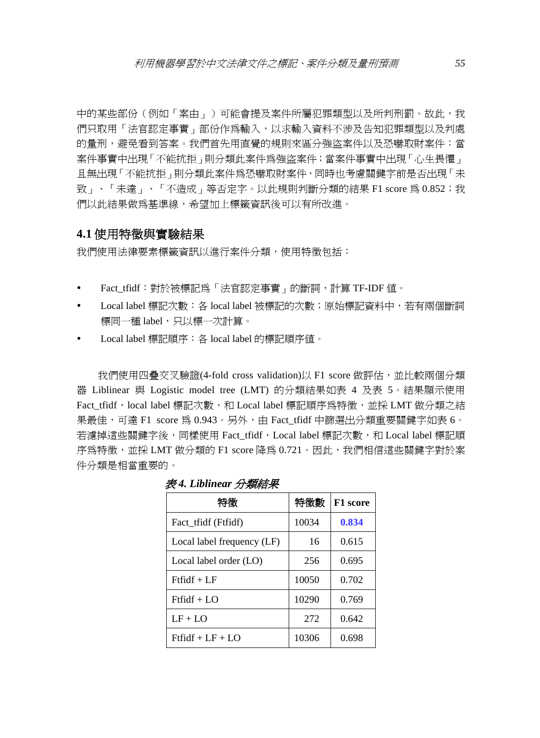中的某些部份（例如「案由」）可能會提及案件所屬犯罪類型以及所判刑罰。故此，我們只取用「法官認定事實」部份作爲輸入，以求輸入資料不涉及告知犯罪類型以及判處的量刑，避免看到答案。我們首先用直覺的規則來區分強盜案件以及恐嚇取財案件：當案件事實中出現「不能抗拒」則分類此案件爲強盜案件；當案件事實中出現「心生畏懼」且無出現「不能抗拒」則分類此案件爲恐嚇取財案件，同時也考慮關鍵字前是否出現「未致」、「未達」、「不造成」等否定字。以此規則判斷分類的結果 F1 score 爲 0.852；我們以此結果做爲基準線，希望加上標籤資訊後可以有所改進。

## 4.1 使用特徵與實驗結果

我們使用法律要素標籤資訊以進行案件分類，使用特徵包括：

- Fact_tfidf：對於被標記爲「法官認定事實」的斷詞，計算 TF-IDF 值。
- Local label 標記次數：各 local label 被標記的次數；原始標記資料中，若有兩個斷詞標同一種 label，只以標一次計算。
- Local label 標記順序：各 local label 的標記順序值。

我們使用四疊交叉驗證(4-fold cross validation)以 F1 score 做評估，並比較兩個分類器 Liblinear 與 Logistic model tree (LMT) 的分類結果如表 4 及表 5。結果顯示使用 Fact_tfidf，local label 標記次數，和 Local label 標記順序爲特徵，並採 LMT 做分類之結果最佳，可達 F1 score 爲 0.943。另外，由 Fact_tfidf 中篩選出分類重要關鍵字如表 6。若濾掉這些關鍵字後，同樣使用 Fact_tfidf，Local label 標記次數，和 Local label 標記順序爲特徵，並採 LMT 做分類的 F1 score 降爲 0.721。因此，我們相信這些關鍵字對於案件分類是相當重要的。

***表 4. Liblinear 分類結果***

| 特徵 | 特徵數 | F1 score |
|---|---|---|
| Fact_tfidf (Ftfidf) | 10034 | **0.834** |
| Local label frequency (LF) | 16 | 0.615 |
| Local label order (LO) | 256 | 0.695 |
| Ftfidf + LF | 10050 | 0.702 |
| Ftfidf + LO | 10290 | 0.769 |
| LF + LO | 272 | 0.642 |
| Ftfidf + LF + LO | 10306 | 0.698 |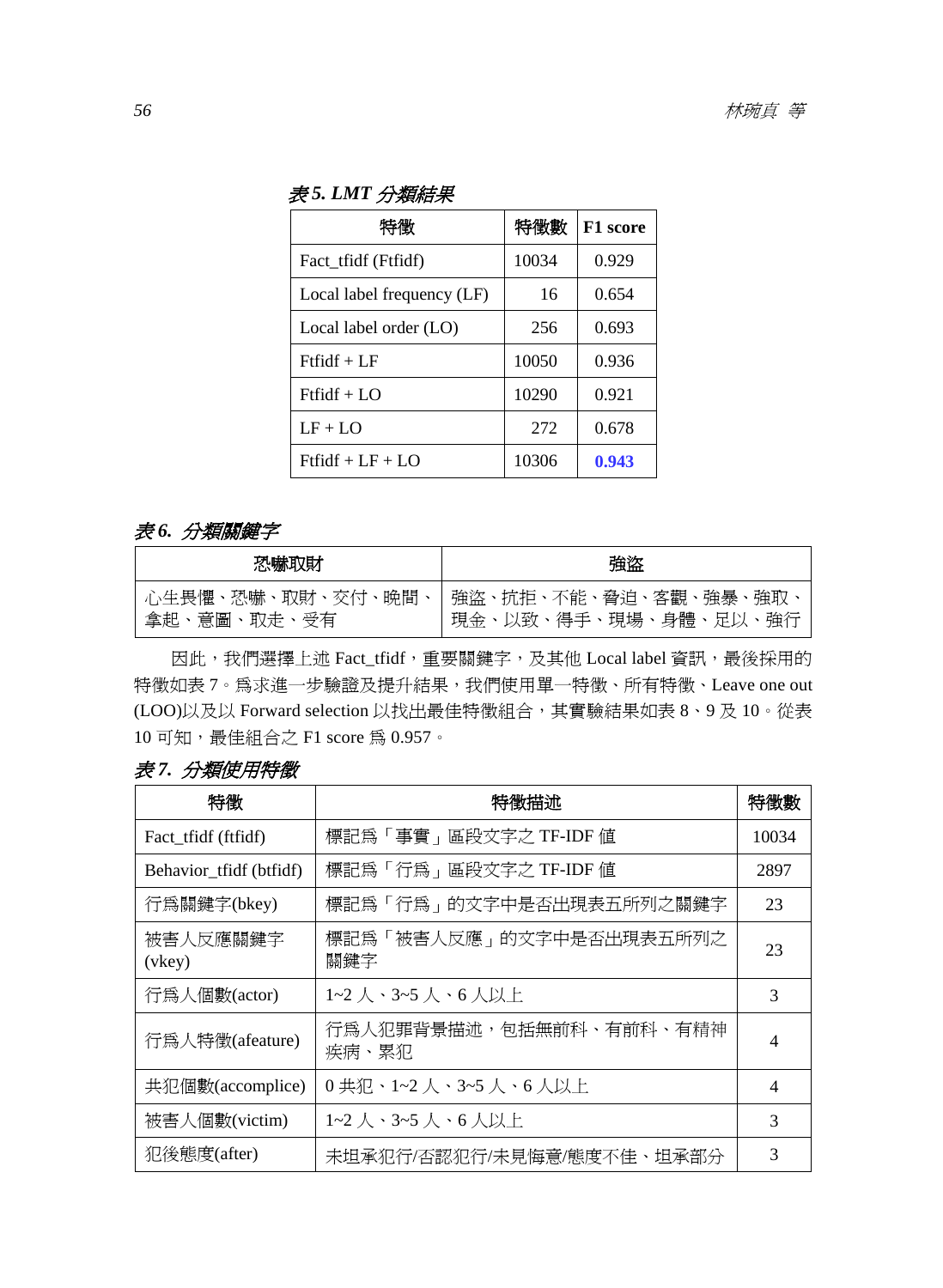*表 5. LMT 分類結果*

| 特徵 | 特徵數 | F1 score |
|---|---|---|
| Fact_tfidf (Ftfidf) | 10034 | 0.929 |
| Local label frequency (LF) | 16 | 0.654 |
| Local label order (LO) | 256 | 0.693 |
| Ftfidf + LF | 10050 | 0.936 |
| Ftfidf + LO | 10290 | 0.921 |
| LF + LO | 272 | 0.678 |
| Ftfidf + LF + LO | 10306 | **0.943** |

*表 6. 分類關鍵字*

| 恐嚇取財 | 強盜 |
|---|---|
| 心生畏懼、恐嚇、取財、交付、晚間、拿起、意圖、取走、受有 | 強盜、抗拒、不能、脅迫、客觀、強暴、強取、現金、以致、得手、現場、身體、足以、強行 |

因此，我們選擇上述 Fact_tfidf，重要關鍵字，及其他 Local label 資訊，最後採用的特徵如表 7。爲求進一步驗證及提升結果，我們使用單一特徵、所有特徵、Leave one out (LOO)以及以 Forward selection 以找出最佳特徵組合，其實驗結果如表 8、9 及 10。從表 10 可知，最佳組合之 F1 score 爲 0.957。

*表 7. 分類使用特徵*

| 特徵 | 特徵描述 | 特徵數 |
|---|---|---|
| Fact_tfidf (ftfidf) | 標記爲「事實」區段文字之 TF-IDF 值 | 10034 |
| Behavior_tfidf (btfidf) | 標記爲「行爲」區段文字之 TF-IDF 值 | 2897 |
| 行爲關鍵字(bkey) | 標記爲「行爲」的文字中是否出現表五所列之關鍵字 | 23 |
| 被害人反應關鍵字(vkey) | 標記爲「被害人反應」的文字中是否出現表五所列之關鍵字 | 23 |
| 行爲人個數(actor) | 1~2 人、3~5 人、6 人以上 | 3 |
| 行爲人特徵(afeature) | 行爲人犯罪背景描述，包括無前科、有前科、有精神疾病、累犯 | 4 |
| 共犯個數(accomplice) | 0 共犯、1~2 人、3~5 人、6 人以上 | 4 |
| 被害人個數(victim) | 1~2 人、3~5 人、6 人以上 | 3 |
| 犯後態度(after) | 未坦承犯行/否認犯行/未見悔意/態度不佳、坦承部分 | 3 |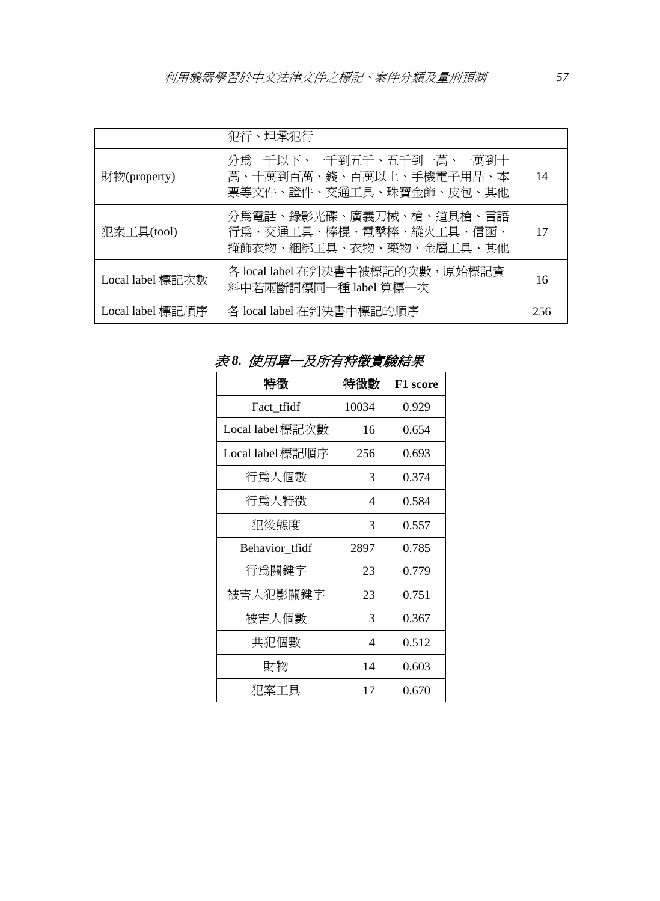|  | 犯行、坦承犯行 |  |
|---|---|---|
| 財物(property) | 分爲一千以下、一千到五千、五千到一萬、一萬到十萬、十萬到百萬、錢、百萬以上、手機電子用品、本票等文件、證件、交通工具、珠寶金飾、皮包、其他 | 14 |
| 犯案工具(tool) | 分爲電話、錄影光碟、廣義刀械、槍、道具槍、言語行爲、交通工具、棒棍、電擊棒、縱火工具、信函、掩飾衣物、綑綁工具、衣物、藥物、金屬工具、其他 | 17 |
| Local label 標記次數 | 各 local label 在判決書中被標記的次數，原始標記資料中若兩斷詞標同一種 label 算標一次 | 16 |
| Local label 標記順序 | 各 local label 在判決書中標記的順序 | 256 |

*表 8. 使用單一及所有特徵實驗結果*

| 特徵 | 特徵數 | F1 score |
|---|---|---|
| Fact_tfidf | 10034 | 0.929 |
| Local label 標記次數 | 16 | 0.654 |
| Local label 標記順序 | 256 | 0.693 |
| 行爲人個數 | 3 | 0.374 |
| 行爲人特徵 | 4 | 0.584 |
| 犯後態度 | 3 | 0.557 |
| Behavior_tfidf | 2897 | 0.785 |
| 行爲關鍵字 | 23 | 0.779 |
| 被害人犯影關鍵字 | 23 | 0.751 |
| 被害人個數 | 3 | 0.367 |
| 共犯個數 | 4 | 0.512 |
| 財物 | 14 | 0.603 |
| 犯案工具 | 17 | 0.670 |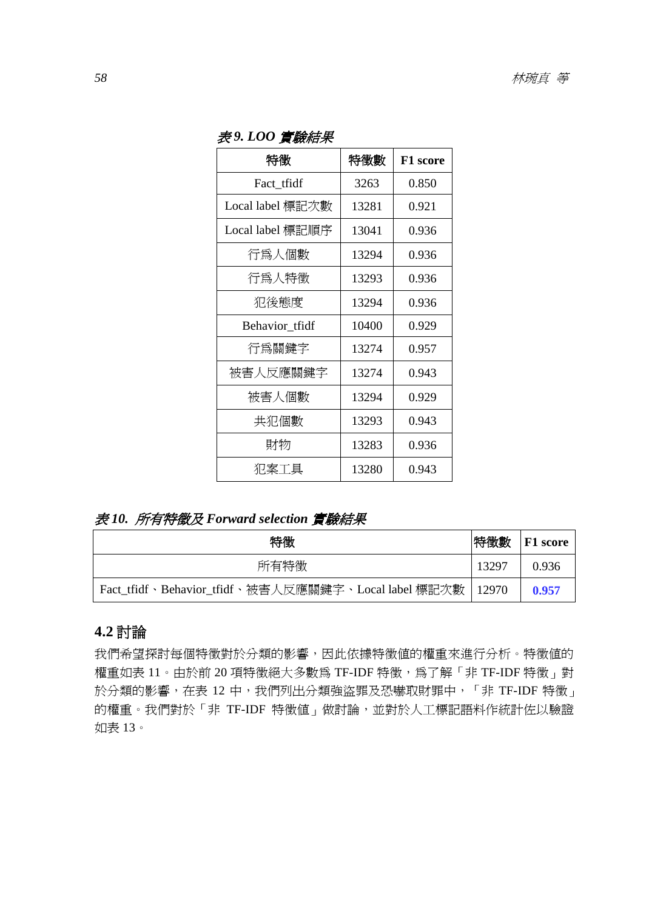*表 9. LOO 實驗結果*

| 特徵 | 特徵數 | F1 score |
|---|---|---|
| Fact_tfidf | 3263 | 0.850 |
| Local label 標記次數 | 13281 | 0.921 |
| Local label 標記順序 | 13041 | 0.936 |
| 行為人個數 | 13294 | 0.936 |
| 行為人特徵 | 13293 | 0.936 |
| 犯後態度 | 13294 | 0.936 |
| Behavior_tfidf | 10400 | 0.929 |
| 行為關鍵字 | 13274 | 0.957 |
| 被害人反應關鍵字 | 13274 | 0.943 |
| 被害人個數 | 13294 | 0.929 |
| 共犯個數 | 13293 | 0.943 |
| 財物 | 13283 | 0.936 |
| 犯案工具 | 13280 | 0.943 |

*表 10. 所有特徵及 Forward selection 實驗結果*

| 特徵 | 特徵數 | F1 score |
|---|---|---|
| 所有特徵 | 13297 | 0.936 |
| Fact_tfidf、Behavior_tfidf、被害人反應關鍵字、Local label 標記次數 | 12970 | **0.957** |

## 4.2 討論

我們希望探討每個特徵對於分類的影響，因此依據特徵值的權重來進行分析。特徵值的權重如表 11。由於前 20 項特徵絕大多數為 TF-IDF 特徵，為了解「非 TF-IDF 特徵」對於分類的影響，在表 12 中，我們列出分類強盜罪及恐嚇取財罪中，「非 TF-IDF 特徵」的權重。我們對於「非 TF-IDF 特徵值」做討論，並對於人工標記語料作統計佐以驗證如表 13。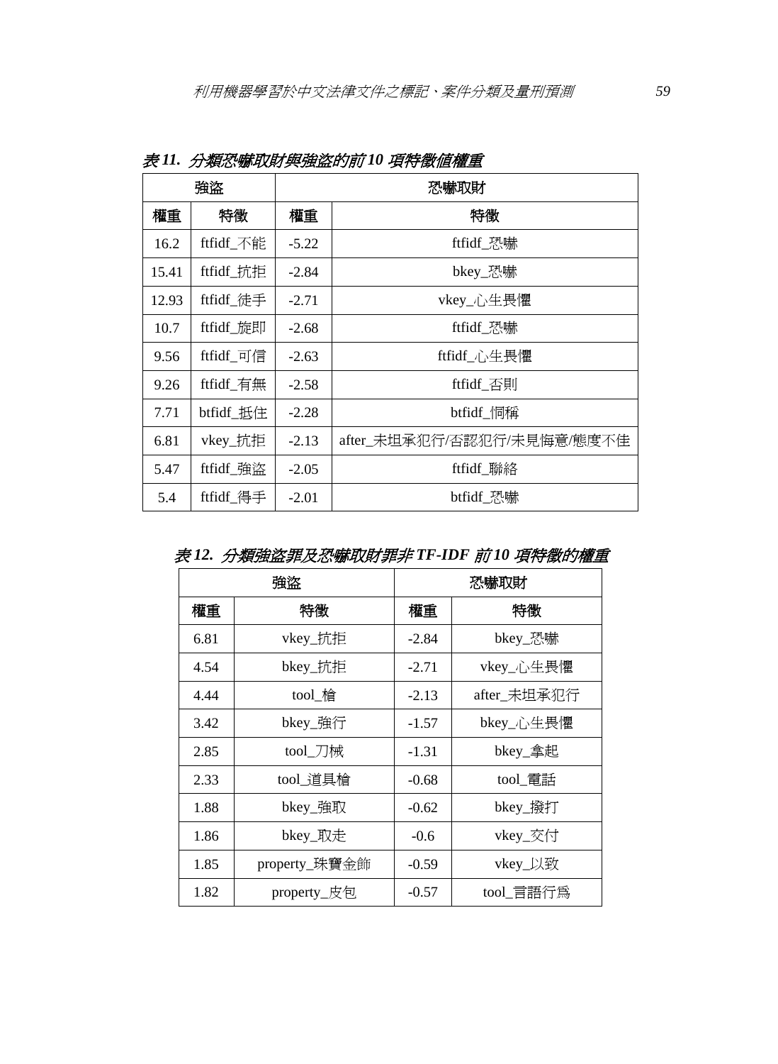*表 11. 分類恐嚇取財與強盜的前 10 項特徵值權重*

| 強盜 | | 恐嚇取財 | |
|---|---|---|---|
| 權重 | 特徵 | 權重 | 特徵 |
| 16.2 | ftfidf_不能 | -5.22 | ftfidf_恐嚇 |
| 15.41 | ftfidf_抗拒 | -2.84 | bkey_恐嚇 |
| 12.93 | ftfidf_徒手 | -2.71 | vkey_心生畏懼 |
| 10.7 | ftfidf_旋即 | -2.68 | ftfidf_恐嚇 |
| 9.56 | ftfidf_可信 | -2.63 | ftfidf_心生畏懼 |
| 9.26 | ftfidf_有無 | -2.58 | ftfidf_否則 |
| 7.71 | btfidf_抵住 | -2.28 | btfidf_恫稱 |
| 6.81 | vkey_抗拒 | -2.13 | after_未坦承犯行/否認犯行/未見悔意/態度不佳 |
| 5.47 | ftfidf_強盜 | -2.05 | ftfidf_聯絡 |
| 5.4 | ftfidf_得手 | -2.01 | btfidf_恐嚇 |

*表 12. 分類強盜罪及恐嚇取財罪非 TF-IDF 前 10 項特徵的權重*

| 強盜 | | 恐嚇取財 | |
|---|---|---|---|
| 權重 | 特徵 | 權重 | 特徵 |
| 6.81 | vkey_抗拒 | -2.84 | bkey_恐嚇 |
| 4.54 | bkey_抗拒 | -2.71 | vkey_心生畏懼 |
| 4.44 | tool_槍 | -2.13 | after_未坦承犯行 |
| 3.42 | bkey_強行 | -1.57 | bkey_心生畏懼 |
| 2.85 | tool_刀械 | -1.31 | bkey_拿起 |
| 2.33 | tool_道具槍 | -0.68 | tool_電話 |
| 1.88 | bkey_強取 | -0.62 | bkey_撥打 |
| 1.86 | bkey_取走 | -0.6 | vkey_交付 |
| 1.85 | property_珠寶金飾 | -0.59 | vkey_以致 |
| 1.82 | property_皮包 | -0.57 | tool_言語行爲 |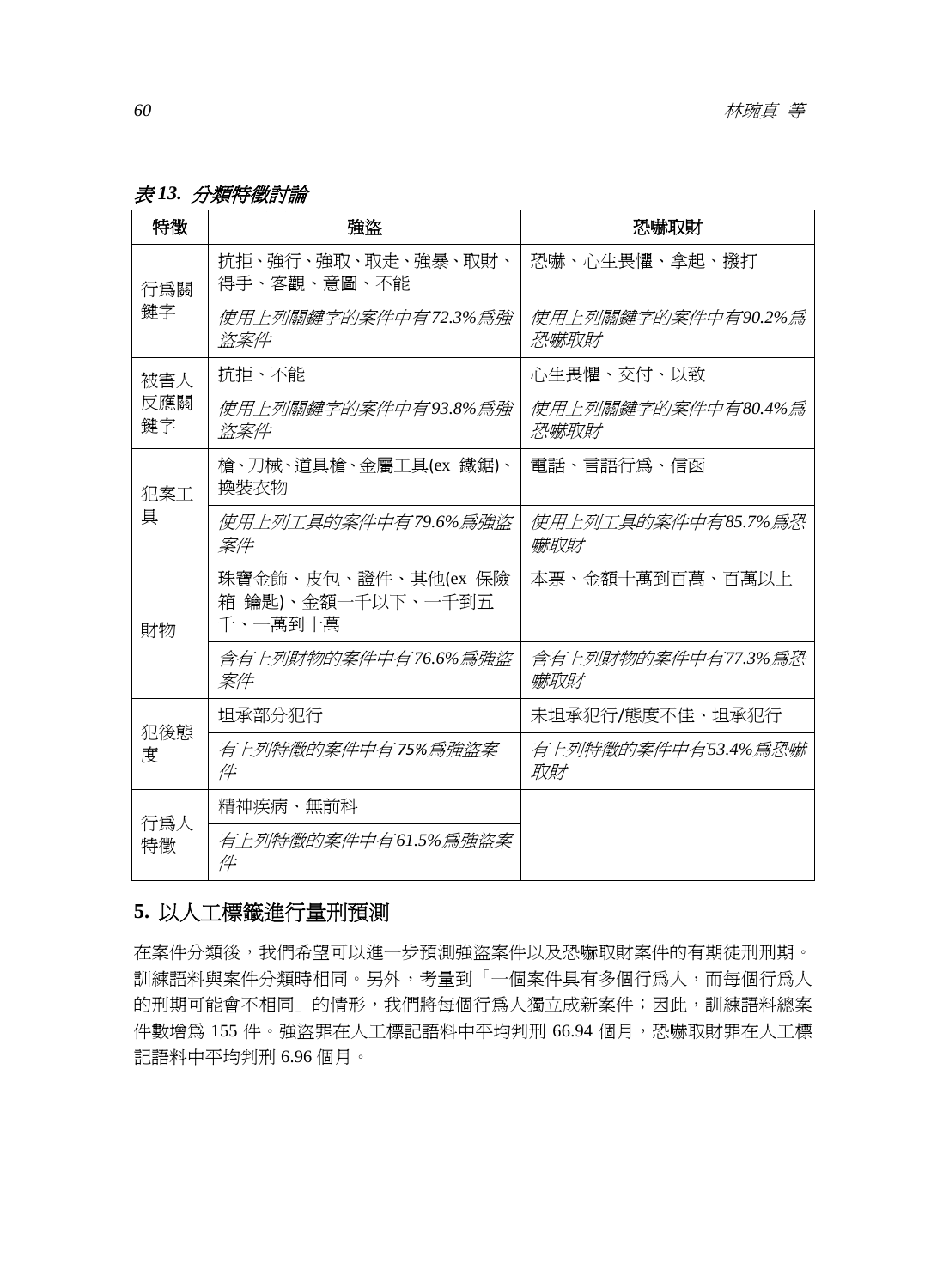*表 13. 分類特徵討論*

| 特徵 | 強盜 | 恐嚇取財 |
|---|---|---|
| 行爲關鍵字 | 抗拒、強行、強取、取走、強暴、取財、得手、客觀、意圖、不能 | 恐嚇、心生畏懼、拿起、撥打 |
| | *使用上列關鍵字的案件中有72.3%爲強盜案件* | *使用上列關鍵字的案件中有90.2%爲恐嚇取財* |
| 被害人反應關鍵字 | 抗拒、不能 | 心生畏懼、交付、以致 |
| | *使用上列關鍵字的案件中有93.8%爲強盜案件* | *使用上列關鍵字的案件中有80.4%爲恐嚇取財* |
| 犯案工具 | 槍、刀械、道具槍、金屬工具(ex 鐵鋸)、換裝衣物 | 電話、言語行爲、信函 |
| | *使用上列工具的案件中有79.6%爲強盜案件* | *使用上列工具的案件中有85.7%爲恐嚇取財* |
| 財物 | 珠寶金飾、皮包、證件、其他(ex 保險箱 鑰匙)、金額一千以下、一千到五千、一萬到十萬 | 本票、金額十萬到百萬、百萬以上 |
| | *含有上列財物的案件中有76.6%爲強盜案件* | *含有上列財物的案件中有77.3%爲恐嚇取財* |
| 犯後態度 | 坦承部分犯行 | 未坦承犯行/態度不佳、坦承犯行 |
| | *有上列特徵的案件中有75%爲強盜案件* | *有上列特徵的案件中有53.4%爲恐嚇取財* |
| 行爲人特徵 | 精神疾病、無前科 | |
| | *有上列特徵的案件中有61.5%爲強盜案件* | |

## 5. 以人工標籤進行量刑預測

在案件分類後，我們希望可以進一步預測強盜案件以及恐嚇取財案件的有期徒刑刑期。訓練語料與案件分類時相同。另外，考量到「一個案件具有多個行爲人，而每個行爲人的刑期可能會不相同」的情形，我們將每個行爲人獨立成新案件；因此，訓練語料總案件數增爲 155 件。強盜罪在人工標記語料中平均判刑 66.94 個月，恐嚇取財罪在人工標記語料中平均判刑 6.96 個月。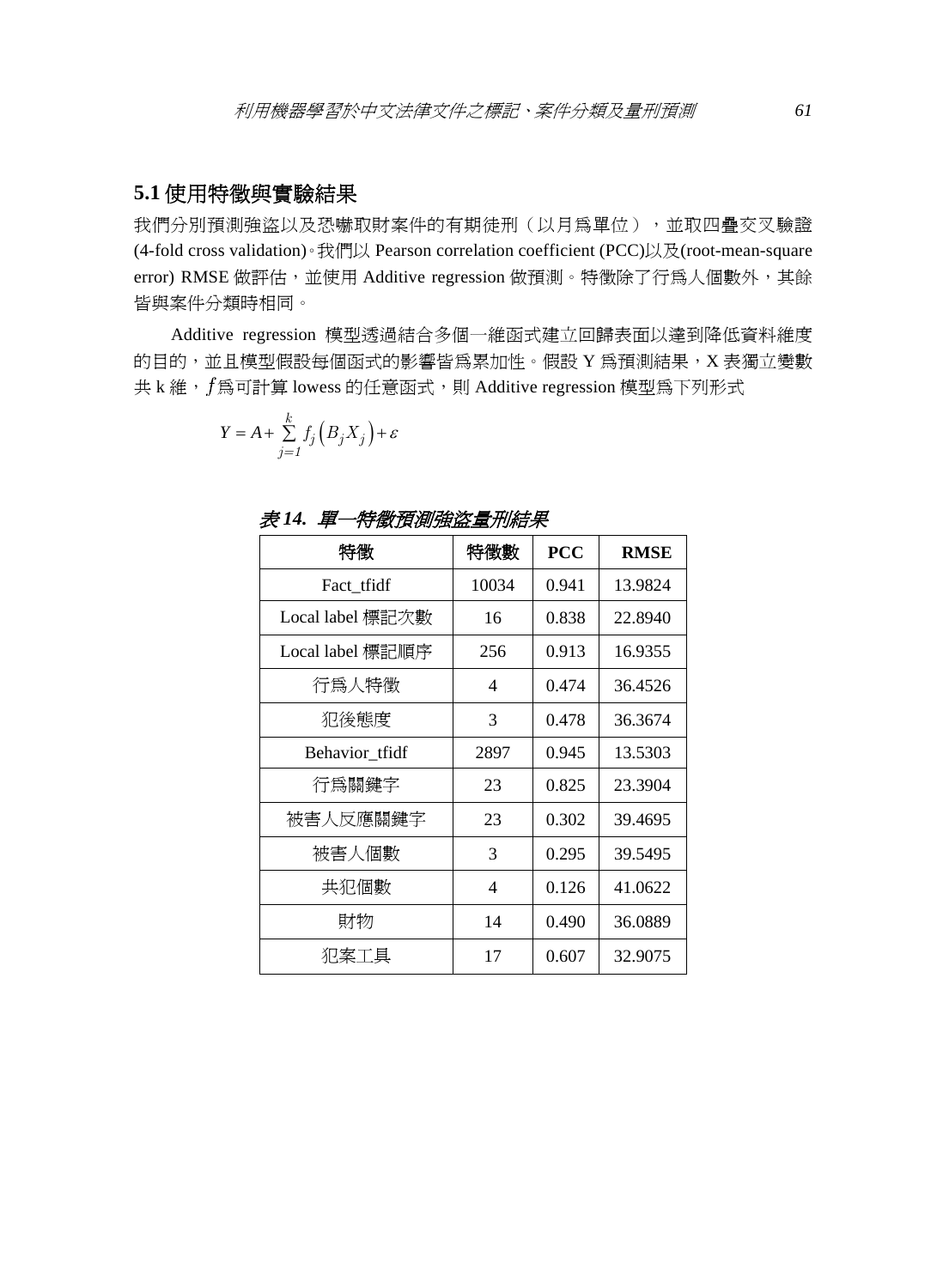## 5.1 使用特徵與實驗結果

我們分別預測強盜以及恐嚇取財案件的有期徒刑（以月爲單位），並取四疊交叉驗證(4-fold cross validation)。我們以 Pearson correlation coefficient (PCC)以及(root-mean-square error) RMSE 做評估，並使用 Additive regression 做預測。特徵除了行爲人個數外，其餘皆與案件分類時相同。

Additive regression 模型透過結合多個一維函式建立回歸表面以達到降低資料維度的目的，並且模型假設每個函式的影響皆爲累加性。假設 Y 爲預測結果，X 表獨立變數共 k 維，$f$爲可計算 lowess 的任意函式，則 Additive regression 模型爲下列形式

$$Y = A + \sum_{j=1}^{k} f_j\left(B_j X_j\right) + \varepsilon$$

*表 14. 單一特徵預測強盜量刑結果*

| 特徵 | 特徵數 | PCC | RMSE |
|---|---|---|---|
| Fact_tfidf | 10034 | 0.941 | 13.9824 |
| Local label 標記次數 | 16 | 0.838 | 22.8940 |
| Local label 標記順序 | 256 | 0.913 | 16.9355 |
| 行爲人特徵 | 4 | 0.474 | 36.4526 |
| 犯後態度 | 3 | 0.478 | 36.3674 |
| Behavior_tfidf | 2897 | 0.945 | 13.5303 |
| 行爲關鍵字 | 23 | 0.825 | 23.3904 |
| 被害人反應關鍵字 | 23 | 0.302 | 39.4695 |
| 被害人個數 | 3 | 0.295 | 39.5495 |
| 共犯個數 | 4 | 0.126 | 41.0622 |
| 財物 | 14 | 0.490 | 36.0889 |
| 犯案工具 | 17 | 0.607 | 32.9075 |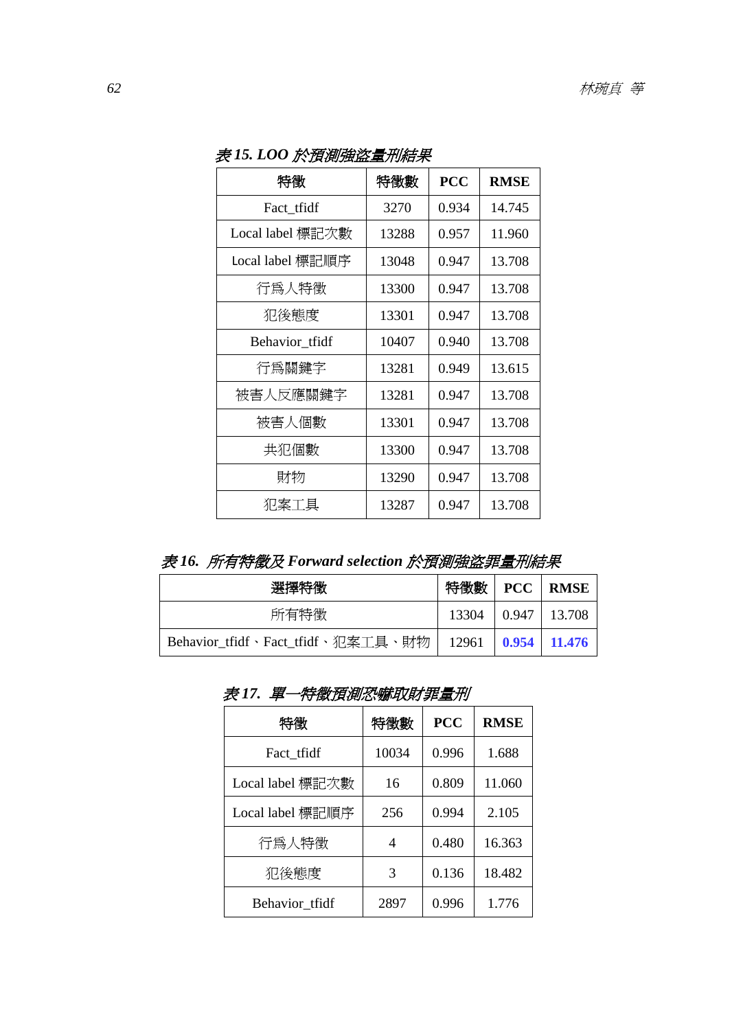*表 15. LOO 於預測強盜量刑結果*

| 特徵 | 特徵數 | PCC | RMSE |
| --- | --- | --- | --- |
| Fact_tfidf | 3270 | 0.934 | 14.745 |
| Local label 標記次數 | 13288 | 0.957 | 11.960 |
| Local label 標記順序 | 13048 | 0.947 | 13.708 |
| 行爲人特徵 | 13300 | 0.947 | 13.708 |
| 犯後態度 | 13301 | 0.947 | 13.708 |
| Behavior_tfidf | 10407 | 0.940 | 13.708 |
| 行爲關鍵字 | 13281 | 0.949 | 13.615 |
| 被害人反應關鍵字 | 13281 | 0.947 | 13.708 |
| 被害人個數 | 13301 | 0.947 | 13.708 |
| 共犯個數 | 13300 | 0.947 | 13.708 |
| 財物 | 13290 | 0.947 | 13.708 |
| 犯案工具 | 13287 | 0.947 | 13.708 |

*表 16. 所有特徵及 Forward selection 於預測強盜罪量刑結果*

| 選擇特徵 | 特徵數 | PCC | RMSE |
| --- | --- | --- | --- |
| 所有特徵 | 13304 | 0.947 | 13.708 |
| Behavior_tfidf、Fact_tfidf、犯案工具、財物 | 12961 | **0.954** | **11.476** |

*表 17. 單一特徵預測恐嚇取財罪量刑*

| 特徵 | 特徵數 | PCC | RMSE |
| --- | --- | --- | --- |
| Fact_tfidf | 10034 | 0.996 | 1.688 |
| Local label 標記次數 | 16 | 0.809 | 11.060 |
| Local label 標記順序 | 256 | 0.994 | 2.105 |
| 行爲人特徵 | 4 | 0.480 | 16.363 |
| 犯後態度 | 3 | 0.136 | 18.482 |
| Behavior_tfidf | 2897 | 0.996 | 1.776 |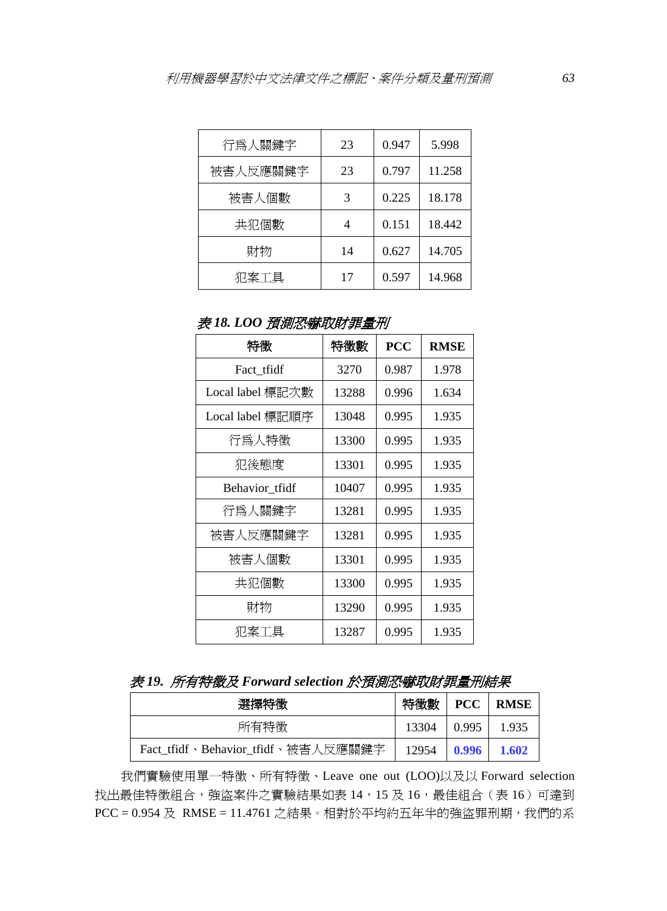| 行爲人關鍵字 | 23 | 0.947 | 5.998 |
|---|---|---|---|
| 被害人反應關鍵字 | 23 | 0.797 | 11.258 |
| 被害人個數 | 3 | 0.225 | 18.178 |
| 共犯個數 | 4 | 0.151 | 18.442 |
| 財物 | 14 | 0.627 | 14.705 |
| 犯案工具 | 17 | 0.597 | 14.968 |

***表 18. LOO 預測恐嚇取財罪量刑***

| 特徵 | 特徵數 | PCC | RMSE |
|---|---|---|---|
| Fact_tfidf | 3270 | 0.987 | 1.978 |
| Local label 標記次數 | 13288 | 0.996 | 1.634 |
| Local label 標記順序 | 13048 | 0.995 | 1.935 |
| 行爲人特徵 | 13300 | 0.995 | 1.935 |
| 犯後態度 | 13301 | 0.995 | 1.935 |
| Behavior_tfidf | 10407 | 0.995 | 1.935 |
| 行爲人關鍵字 | 13281 | 0.995 | 1.935 |
| 被害人反應關鍵字 | 13281 | 0.995 | 1.935 |
| 被害人個數 | 13301 | 0.995 | 1.935 |
| 共犯個數 | 13300 | 0.995 | 1.935 |
| 財物 | 13290 | 0.995 | 1.935 |
| 犯案工具 | 13287 | 0.995 | 1.935 |

***表 19. 所有特徵及 Forward selection 於預測恐嚇取財罪量刑結果***

| 選擇特徵 | 特徵數 | PCC | RMSE |
|---|---|---|---|
| 所有特徵 | 13304 | 0.995 | 1.935 |
| Fact_tfidf、Behavior_tfidf、被害人反應關鍵字 | 12954 | **0.996** | **1.602** |

我們實驗使用單一特徵、所有特徵、Leave one out (LOO)以及以 Forward selection 找出最佳特徵組合，強盜案件之實驗結果如表 14，15 及 16，最佳組合（表 16）可達到 PCC = 0.954 及 RMSE = 11.4761 之結果。相對於平均約五年半的強盜罪刑期，我們的系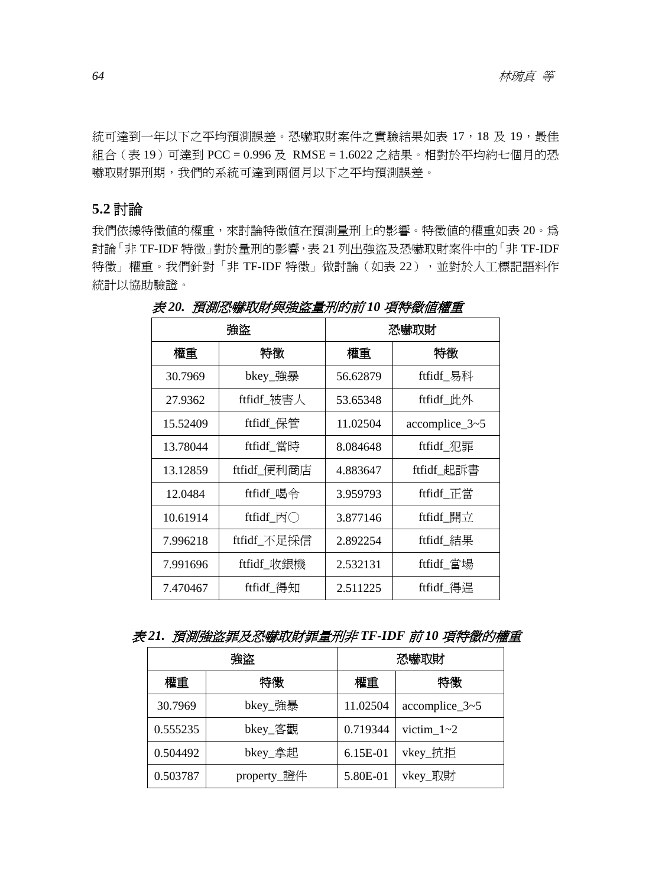統可達到一年以下之平均預測誤差。恐嚇取財案件之實驗結果如表 17，18 及 19，最佳組合（表 19）可達到 PCC = 0.996 及 RMSE = 1.6022 之結果。相對於平均約七個月的恐嚇取財罪刑期，我們的系統可達到兩個月以下之平均預測誤差。

## 5.2 討論

我們依據特徵值的權重，來討論特徵值在預測量刑上的影響。特徵值的權重如表 20。為討論「非 TF-IDF 特徵」對於量刑的影響，表 21 列出強盜及恐嚇取財案件中的「非 TF-IDF 特徵」權重。我們針對「非 TF-IDF 特徵」做討論（如表 22），並對於人工標記語料作統計以協助驗證。

*表 20. 預測恐嚇取財與強盜量刑的前 10 項特徵值權重*

| 強盜 | | 恐嚇取財 | |
|---|---|---|---|
| 權重 | 特徵 | 權重 | 特徵 |
| 30.7969 | bkey_強暴 | 56.62879 | ftfidf_易科 |
| 27.9362 | ftfidf_被害人 | 53.65348 | ftfidf_此外 |
| 15.52409 | ftfidf_保管 | 11.02504 | accomplice_3~5 |
| 13.78044 | ftfidf_當時 | 8.084648 | ftfidf_犯罪 |
| 13.12859 | ftfidf_便利商店 | 4.883647 | ftfidf_起訴書 |
| 12.0484 | ftfidf_喝令 | 3.959793 | ftfidf_正當 |
| 10.61914 | ftfidf_丙〇 | 3.877146 | ftfidf_開立 |
| 7.996218 | ftfidf_不足採信 | 2.892254 | ftfidf_結果 |
| 7.991696 | ftfidf_收銀機 | 2.532131 | ftfidf_當場 |
| 7.470467 | ftfidf_得知 | 2.511225 | ftfidf_得逞 |

*表 21. 預測強盜罪及恐嚇取財罪量刑非 TF-IDF 前 10 項特徵的權重*

| 強盜 | | 恐嚇取財 | |
|---|---|---|---|
| 權重 | 特徵 | 權重 | 特徵 |
| 30.7969 | bkey_強暴 | 11.02504 | accomplice_3~5 |
| 0.555235 | bkey_客觀 | 0.719344 | victim_1~2 |
| 0.504492 | bkey_拿起 | 6.15E-01 | vkey_抗拒 |
| 0.503787 | property_證件 | 5.80E-01 | vkey_取財 |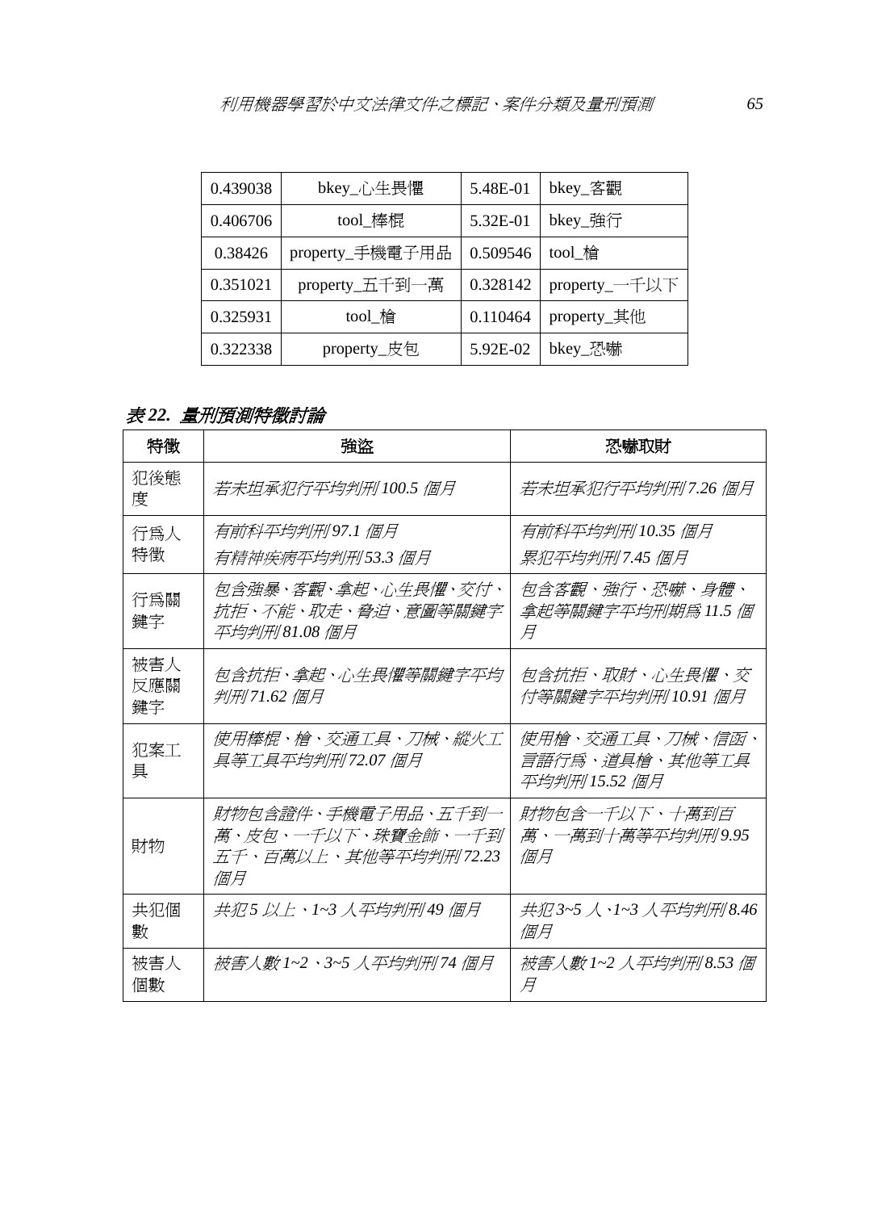| | | | |
|---|---|---|---|
| 0.439038 | bkey_心生畏懼 | 5.48E-01 | bkey_客觀 |
| 0.406706 | tool_棒棍 | 5.32E-01 | bkey_強行 |
| 0.38426 | property_手機電子用品 | 0.509546 | tool_槍 |
| 0.351021 | property_五千到一萬 | 0.328142 | property_一千以下 |
| 0.325931 | tool_槍 | 0.110464 | property_其他 |
| 0.322338 | property_皮包 | 5.92E-02 | bkey_恐嚇 |

***表 22. 量刑預測特徵討論***

| 特徵 | 強盜 | 恐嚇取財 |
|---|---|---|
| 犯後態度 | *若未坦承犯行平均判刑 100.5 個月* | *若未坦承犯行平均判刑 7.26 個月* |
| 行為人特徵 | *有前科平均判刑 97.1 個月*<br>*有精神疾病平均判刑 53.3 個月* | *有前科平均判刑 10.35 個月*<br>*累犯平均判刑 7.45 個月* |
| 行為關鍵字 | *包含強暴、客觀、拿起、心生畏懼、交付、抗拒、不能、取走、脅迫、意圖等關鍵字平均判刑 81.08 個月* | *包含客觀、強行、恐嚇、身體、拿起等關鍵字平均刑期為 11.5 個月* |
| 被害人反應關鍵字 | *包含抗拒、拿起、心生畏懼等關鍵字平均判刑 71.62 個月* | *包含抗拒、取財、心生畏懼、交付等關鍵字平均判刑 10.91 個月* |
| 犯案工具 | *使用棒棍、槍、交通工具、刀械、縱火工具等工具平均判刑 72.07 個月* | *使用槍、交通工具、刀械、信函、言語行為、道具槍、其他等工具平均判刑 15.52 個月* |
| 財物 | *財物包含證件、手機電子用品、五千到一萬、皮包、一千以下、珠寶金飾、一千到五千、百萬以上、其他等平均判刑 72.23 個月* | *財物包含一千以下、十萬到百萬、一萬到十萬等平均判刑 9.95 個月* |
| 共犯個數 | *共犯 5 以上、1~3 人平均判刑 49 個月* | *共犯 3~5 人、1~3 人平均判刑 8.46 個月* |
| 被害人個數 | *被害人數 1~2、3~5 人平均判刑 74 個月* | *被害人數 1~2 人平均判刑 8.53 個月* |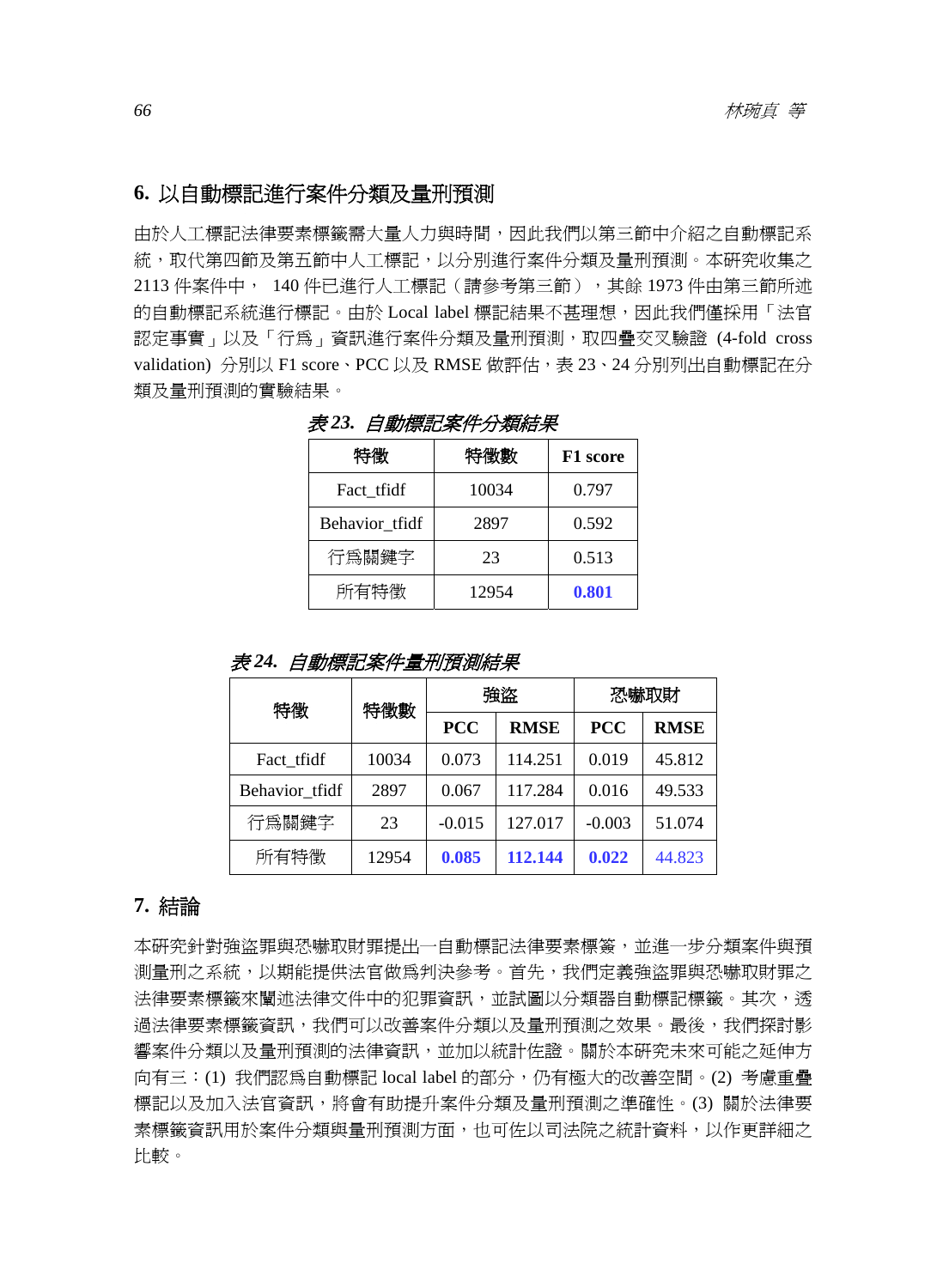## 6. 以自動標記進行案件分類及量刑預測

由於人工標記法律要素標籤需大量人力與時間，因此我們以第三節中介紹之自動標記系統，取代第四節及第五節中人工標記，以分別進行案件分類及量刑預測。本研究收集之 2113 件案件中， 140 件已進行人工標記（請參考第三節），其餘 1973 件由第三節所述的自動標記系統進行標記。由於 Local label 標記結果不甚理想，因此我們僅採用「法官認定事實」以及「行爲」資訊進行案件分類及量刑預測，取四疊交叉驗證 (4-fold cross validation) 分別以 F1 score、PCC 以及 RMSE 做評估，表 23、24 分別列出自動標記在分類及量刑預測的實驗結果。

***表 23. 自動標記案件分類結果***

| 特徵 | 特徵數 | F1 score |
|---|---|---|
| Fact_tfidf | 10034 | 0.797 |
| Behavior_tfidf | 2897 | 0.592 |
| 行爲關鍵字 | 23 | 0.513 |
| 所有特徵 | 12954 | **0.801** |

***表 24. 自動標記案件量刑預測結果***

| 特徵 | 特徵數 | 強盜 | | 恐嚇取財 | |
|---|---|---|---|---|---|
| | | PCC | RMSE | PCC | RMSE |
| Fact_tfidf | 10034 | 0.073 | 114.251 | 0.019 | 45.812 |
| Behavior_tfidf | 2897 | 0.067 | 117.284 | 0.016 | 49.533 |
| 行爲關鍵字 | 23 | -0.015 | 127.017 | -0.003 | 51.074 |
| 所有特徵 | 12954 | **0.085** | **112.144** | **0.022** | 44.823 |

## 7. 結論

本研究針對強盜罪與恐嚇取財罪提出一自動標記法律要素標簽，並進一步分類案件與預測量刑之系統，以期能提供法官做爲判決參考。首先，我們定義強盜罪與恐嚇取財罪之法律要素標籤來闡述法律文件中的犯罪資訊，並試圖以分類器自動標記標籤。其次，透過法律要素標籤資訊，我們可以改善案件分類以及量刑預測之效果。最後，我們探討影響案件分類以及量刑預測的法律資訊，並加以統計佐證。關於本研究未來可能之延伸方向有三：(1) 我們認爲自動標記 local label 的部分，仍有極大的改善空間。(2) 考慮重疊標記以及加入法官資訊，將會有助提升案件分類及量刑預測之準確性。(3) 關於法律要素標籤資訊用於案件分類與量刑預測方面，也可佐以司法院之統計資料，以作更詳細之比較。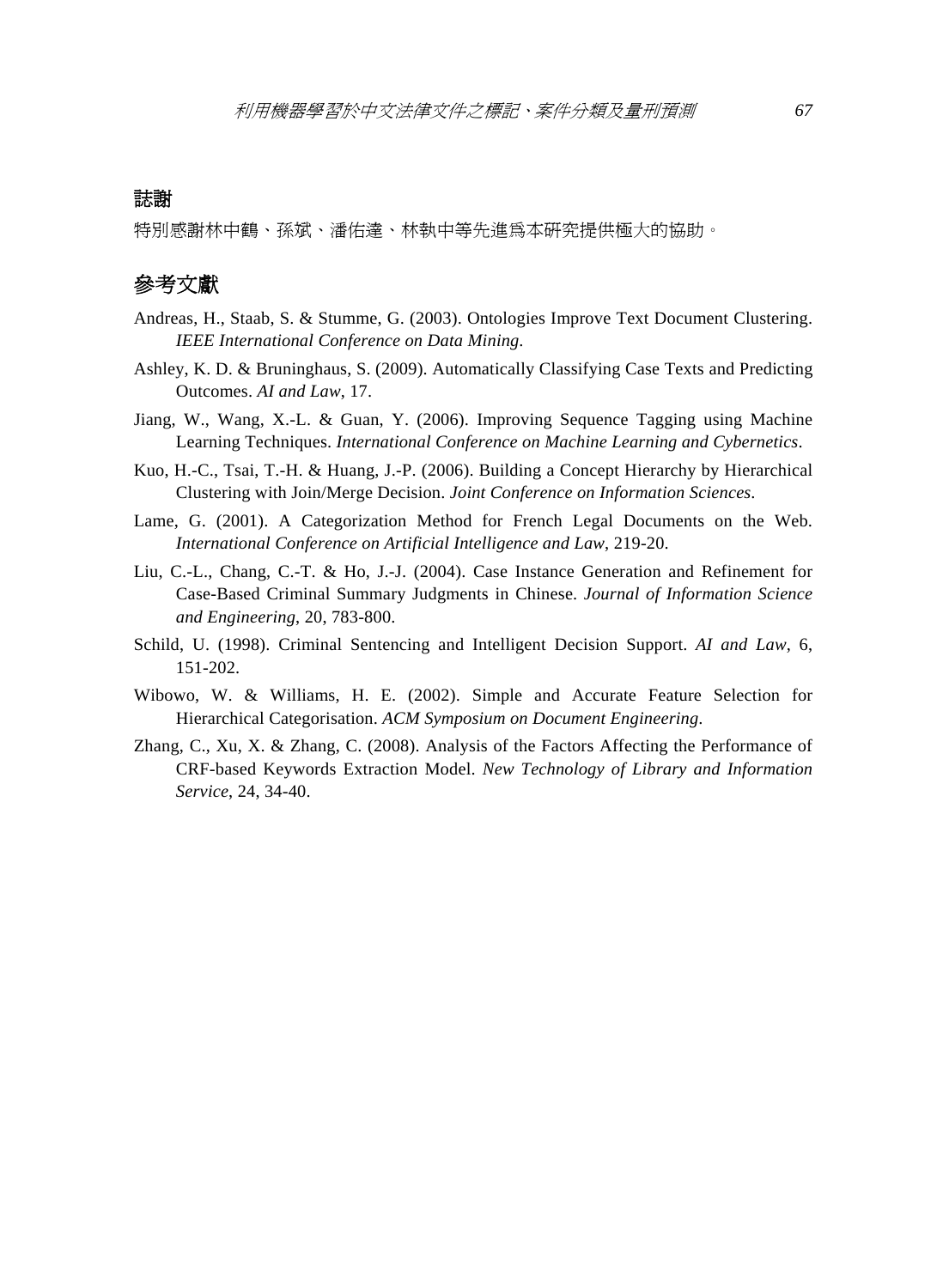## 誌謝

特別感謝林中鶴、孫斌、潘佑達、林執中等先進爲本研究提供極大的協助。

## 參考文獻

Andreas, H., Staab, S. & Stumme, G. (2003). Ontologies Improve Text Document Clustering. *IEEE International Conference on Data Mining*.

Ashley, K. D. & Bruninghaus, S. (2009). Automatically Classifying Case Texts and Predicting Outcomes. *AI and Law*, 17.

Jiang, W., Wang, X.-L. & Guan, Y. (2006). Improving Sequence Tagging using Machine Learning Techniques. *International Conference on Machine Learning and Cybernetics*.

Kuo, H.-C., Tsai, T.-H. & Huang, J.-P. (2006). Building a Concept Hierarchy by Hierarchical Clustering with Join/Merge Decision. *Joint Conference on Information Sciences*.

Lame, G. (2001). A Categorization Method for French Legal Documents on the Web. *International Conference on Artificial Intelligence and Law*, 219-20.

Liu, C.-L., Chang, C.-T. & Ho, J.-J. (2004). Case Instance Generation and Refinement for Case-Based Criminal Summary Judgments in Chinese. *Journal of Information Science and Engineering*, 20, 783-800.

Schild, U. (1998). Criminal Sentencing and Intelligent Decision Support. *AI and Law*, 6, 151-202.

Wibowo, W. & Williams, H. E. (2002). Simple and Accurate Feature Selection for Hierarchical Categorisation. *ACM Symposium on Document Engineering*.

Zhang, C., Xu, X. & Zhang, C. (2008). Analysis of the Factors Affecting the Performance of CRF-based Keywords Extraction Model. *New Technology of Library and Information Service*, 24, 34-40.